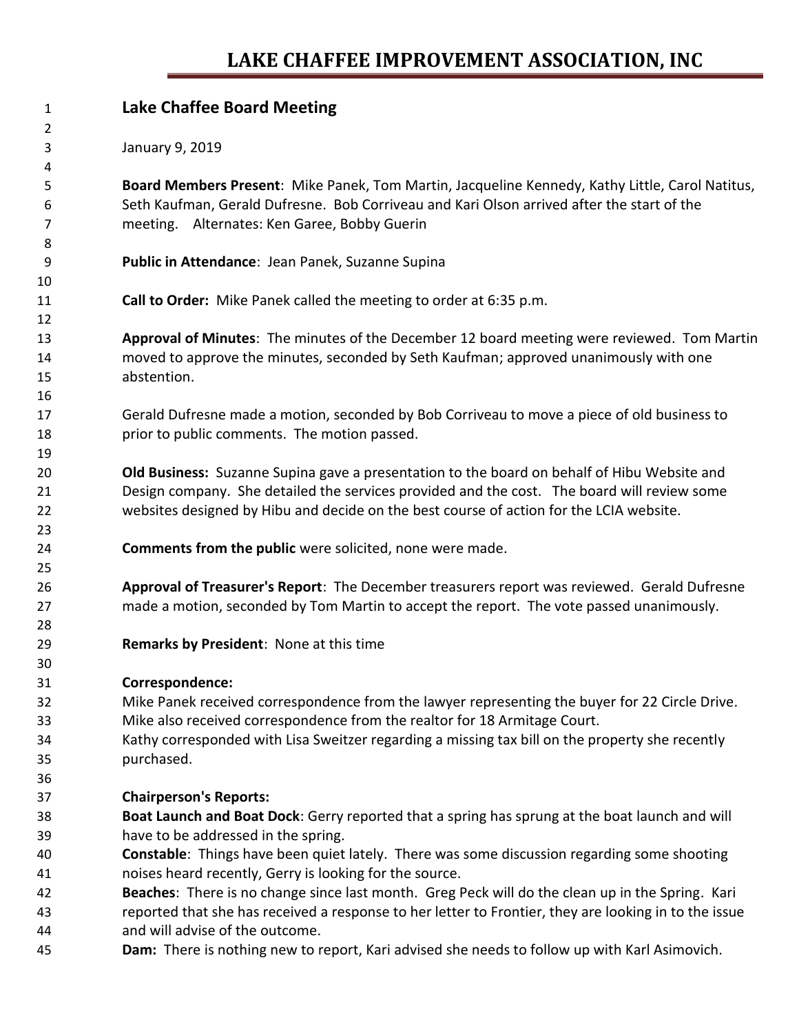# LAKE CHAFFEE IMPROVEMENT ASSOCIATION, INC

## Lake Chaffee Board Meeting

January 9, 2019

**Board Members Present**: Mike Panek, Tom Martin, Jacqueline Kennedy, Kathy Little, Carol Natitus, Seth Kaufman, Gerald Dufresne. Bob Corriveau and Kari Olson arrived after the start of the meeting. Alternates: Ken Garee, Bobby Guerin

**Public in Attendance**: Jean Panek, Suzanne Supina

**Call to Order:** Mike Panek called the meeting to order at 6:35 p.m.

**Approval of Minutes**: The minutes of the December 12 board meeting were reviewed. Tom Martin moved to approve the minutes, seconded by Seth Kaufman; approved unanimously with one abstention.

Gerald Dufresne made a motion, seconded by Bob Corriveau to move a piece of old business to prior to public comments. The motion passed.

**Old Business:** Suzanne Supina gave a presentation to the board on behalf of Hibu Website and Design company. She detailed the services provided and the cost. The board will review some websites designed by Hibu and decide on the best course of action for the LCIA website.

**Comments from the public** were solicited, none were made.

**Approval of Treasurer's Report**: The December treasurers report was reviewed. Gerald Dufresne made a motion, seconded by Tom Martin to accept the report. The vote passed unanimously.

**Remarks by President**: None at this time

**Correspondence:**

Mike Panek received correspondence from the lawyer representing the buyer for 22 Circle Drive. Mike also received correspondence from the realtor for 18 Armitage Court.

Kathy corresponded with Lisa Sweitzer regarding a missing tax bill on the property she recently purchased.

**Chairperson's Reports:**

**Boat Launch and Boat Dock**: Gerry reported that a spring has sprung at the boat launch and will have to be addressed in the spring.

**Constable**: Things have been quiet lately. There was some discussion regarding some shooting noises heard recently, Gerry is looking for the source.

**Beaches**: There is no change since last month. Greg Peck will do the clean up in the Spring. Kari reported that she has received a response to her letter to Frontier, they are looking in to the issue and will advise of the outcome.

**Dam:** There is nothing new to report, Kari advised she needs to follow up with Karl Asimovich.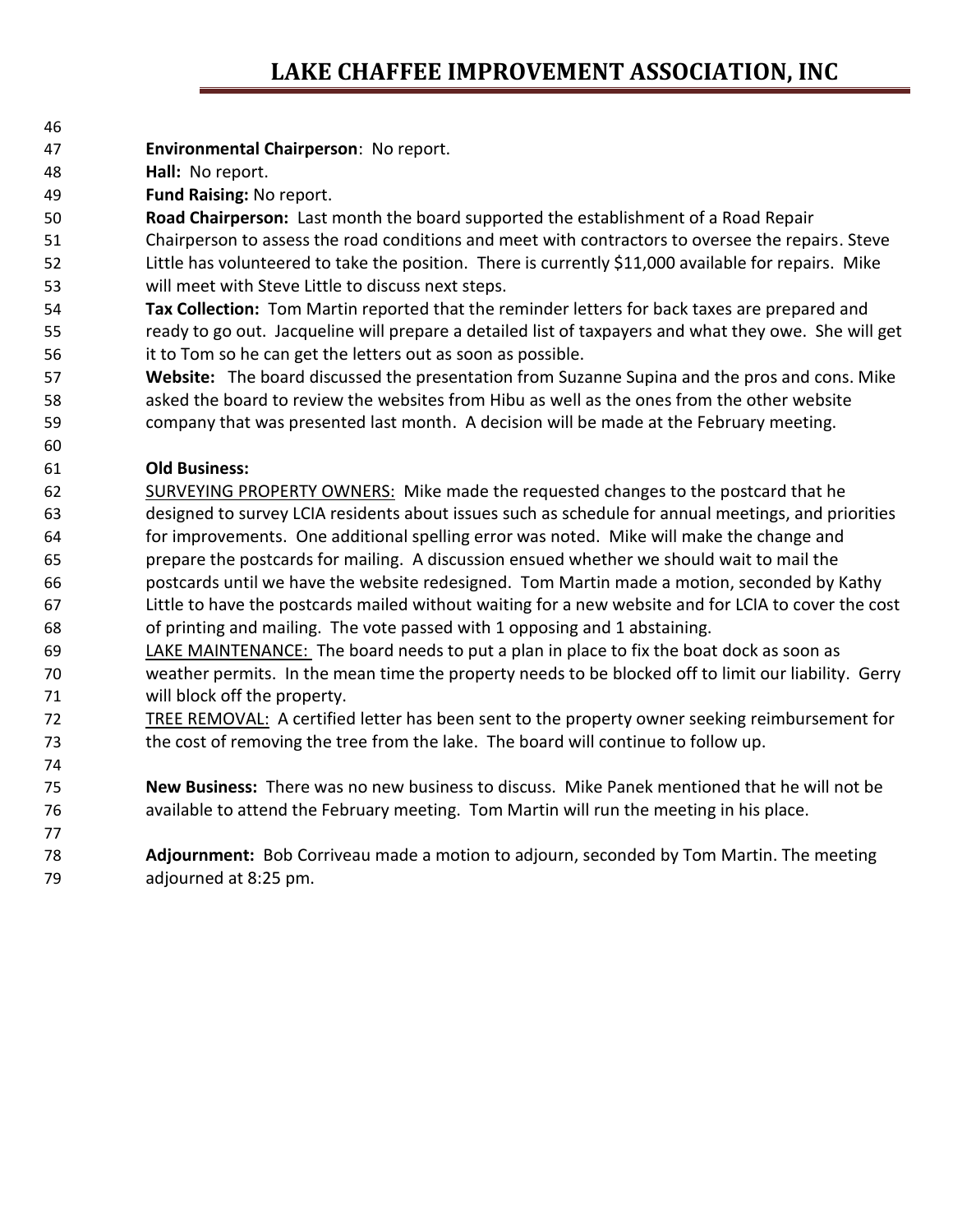**Environmental Chairperson**: No report.

**Hall:** No report.

**Fund Raising:** No report.

**Road Chairperson:** Last month the board supported the establishment of a Road Repair Chairperson to assess the road conditions and meet with contractors to oversee the repairs. Steve Little has volunteered to take the position. There is currently $11,000 available for repairs. Mike will meet with Steve Little to discuss next steps.

**Tax Collection:** Tom Martin reported that the reminder letters for back taxes are prepared and ready to go out. Jacqueline will prepare a detailed list of taxpayers and what they owe. She will get it to Tom so he can get the letters out as soon as possible.

**Website:** The board discussed the presentation from Suzanne Supina and the pros and cons. Mike asked the board to review the websites from Hibu as well as the ones from the other website company that was presented last month. A decision will be made at the February meeting.

**Old Business:**

<u>SURVEYING PROPERTY OWNERS:</u> Mike made the requested changes to the postcard that he designed to survey LCIA residents about issues such as schedule for annual meetings, and priorities for improvements. One additional spelling error was noted. Mike will make the change and prepare the postcards for mailing. A discussion ensued whether we should wait to mail the postcards until we have the website redesigned. Tom Martin made a motion, seconded by Kathy Little to have the postcards mailed without waiting for a new website and for LCIA to cover the cost of printing and mailing. The vote passed with 1 opposing and 1 abstaining.

<u>LAKE MAINTENANCE:</u> The board needs to put a plan in place to fix the boat dock as soon as weather permits. In the mean time the property needs to be blocked off to limit our liability. Gerry will block off the property.

<u>TREE REMOVAL:</u> A certified letter has been sent to the property owner seeking reimbursement for the cost of removing the tree from the lake. The board will continue to follow up.

**New Business:** There was no new business to discuss. Mike Panek mentioned that he will not be available to attend the February meeting. Tom Martin will run the meeting in his place.

**Adjournment:** Bob Corriveau made a motion to adjourn, seconded by Tom Martin. The meeting adjourned at 8:25 pm.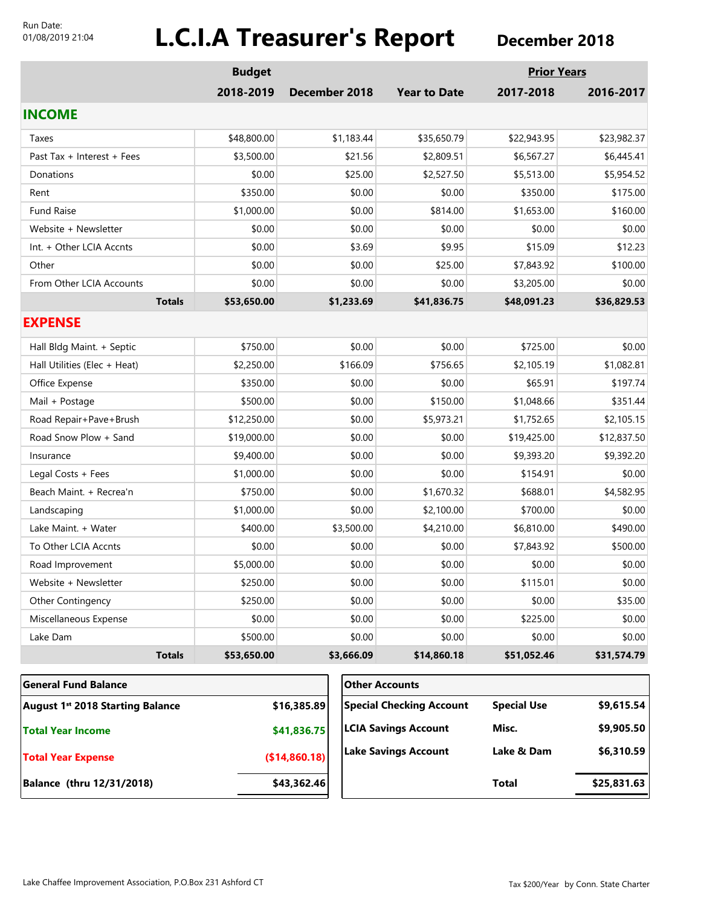Run Date:
01/08/2019 21:04

# L.C.I.A Treasurer's Report

## December 2018

| | Budget | | | Prior Years | |
|---|---|---|---|---|---|
| | 2018-2019 | December 2018 | Year to Date | 2017-2018 | 2016-2017 |
| **INCOME** | | | | | |
| Taxes | $48,800.00 | $1,183.44 | $35,650.79 | $22,943.95 | $23,982.37 |
| Past Tax + Interest + Fees | $3,500.00 | $21.56 | $2,809.51 | $6,567.27 | $6,445.41 |
| Donations | $0.00 | $25.00 | $2,527.50 | $5,513.00 | $5,954.52 |
| Rent | $350.00 | $0.00 | $0.00 | $350.00 | $175.00 |
| Fund Raise | $1,000.00 | $0.00 | $814.00 | $1,653.00 | $160.00 |
| Website + Newsletter | $0.00 | $0.00 | $0.00 | $0.00 | $0.00 |
| Int. + Other LCIA Accnts | $0.00 | $3.69 | $9.95 | $15.09 | $12.23 |
| Other | $0.00 | $0.00 | $25.00 | $7,843.92 | $100.00 |
| From Other LCIA Accounts | $0.00 | $0.00 | $0.00 | $3,205.00 | $0.00 |
| **Totals** | **$53,650.00** | **$1,233.69** | **$41,836.75** | **$48,091.23** | **$36,829.53** |
| **EXPENSE** | | | | | |
| Hall Bldg Maint. + Septic | $750.00 | $0.00 | $0.00 | $725.00 | $0.00 |
| Hall Utilities (Elec + Heat) | $2,250.00 | $166.09 | $756.65 | $2,105.19 | $1,082.81 |
| Office Expense | $350.00 | $0.00 | $0.00 | $65.91 | $197.74 |
| Mail + Postage | $500.00 | $0.00 | $150.00 | $1,048.66 | $351.44 |
| Road Repair+Pave+Brush | $12,250.00 | $0.00 | $5,973.21 | $1,752.65 | $2,105.15 |
| Road Snow Plow + Sand | $19,000.00 | $0.00 | $0.00 | $19,425.00 | $12,837.50 |
| Insurance | $9,400.00 | $0.00 | $0.00 | $9,393.20 | $9,392.20 |
| Legal Costs + Fees | $1,000.00 | $0.00 | $0.00 | $154.91 | $0.00 |
| Beach Maint. + Recrea'n | $750.00 | $0.00 | $1,670.32 | $688.01 | $4,582.95 |
| Landscaping | $1,000.00 | $0.00 | $2,100.00 | $700.00 | $0.00 |
| Lake Maint. + Water | $400.00 | $3,500.00 | $4,210.00 | $6,810.00 | $490.00 |
| To Other LCIA Accnts | $0.00 | $0.00 | $0.00 | $7,843.92 | $500.00 |
| Road Improvement | $5,000.00 | $0.00 | $0.00 | $0.00 | $0.00 |
| Website + Newsletter | $250.00 | $0.00 | $0.00 | $115.01 | $0.00 |
| Other Contingency | $250.00 | $0.00 | $0.00 | $0.00 | $35.00 |
| Miscellaneous Expense | $0.00 | $0.00 | $0.00 | $225.00 | $0.00 |
| Lake Dam | $500.00 | $0.00 | $0.00 | $0.00 | $0.00 |
| **Totals** | **$53,650.00** | **$3,666.09** | **$14,860.18** | **$51,052.46** | **$31,574.79** |

| General Fund Balance | |
|---|---|
| **August 1st 2018 Starting Balance** | **$16,385.89** |
| **Total Year Income** | **$41,836.75** |
| **Total Year Expense** | **($14,860.18)** |
| **Balance (thru 12/31/2018)** | **$43,362.46** |

| Other Accounts | | |
|---|---|---|
| **Special Checking Account** | **Special Use** | **$9,615.54** |
| **LCIA Savings Account** | **Misc.** | **$9,905.50** |
| **Lake Savings Account** | **Lake & Dam** | **$6,310.59** |
| | **Total** | **$25,831.63** |

Lake Chaffee Improvement Association, P.O.Box 231 Ashford CT

Tax $200/Year by Conn. State Charter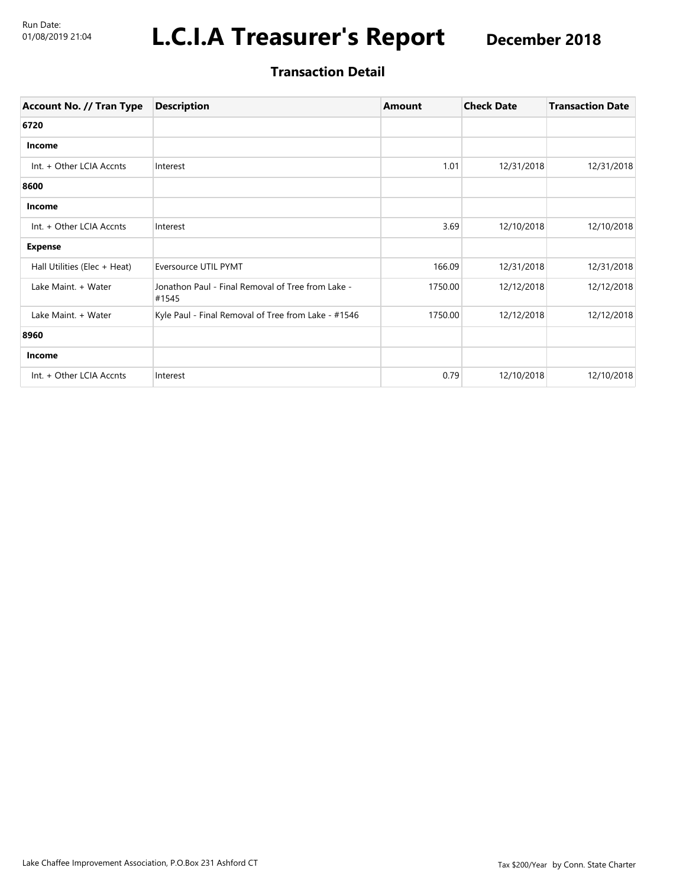Run Date:
01/08/2019 21:04

# L.C.I.A Treasurer's Report

## December 2018

### Transaction Detail

| Account No. // Tran Type | Description | Amount | Check Date | Transaction Date |
|---|---|---|---|---|
| **6720** | | | | |
| **Income** | | | | |
| Int. + Other LCIA Accnts | Interest | 1.01 | 12/31/2018 | 12/31/2018 |
| **8600** | | | | |
| **Income** | | | | |
| Int. + Other LCIA Accnts | Interest | 3.69 | 12/10/2018 | 12/10/2018 |
| **Expense** | | | | |
| Hall Utilities (Elec + Heat) | Eversource UTIL PYMT | 166.09 | 12/31/2018 | 12/31/2018 |
| Lake Maint. + Water | Jonathon Paul - Final Removal of Tree from Lake - #1545 | 1750.00 | 12/12/2018 | 12/12/2018 |
| Lake Maint. + Water | Kyle Paul - Final Removal of Tree from Lake - #1546 | 1750.00 | 12/12/2018 | 12/12/2018 |
| **8960** | | | | |
| **Income** | | | | |
| Int. + Other LCIA Accnts | Interest | 0.79 | 12/10/2018 | 12/10/2018 |

Lake Chaffee Improvement Association, P.O.Box 231 Ashford CT

Tax $200/Year by Conn. State Charter